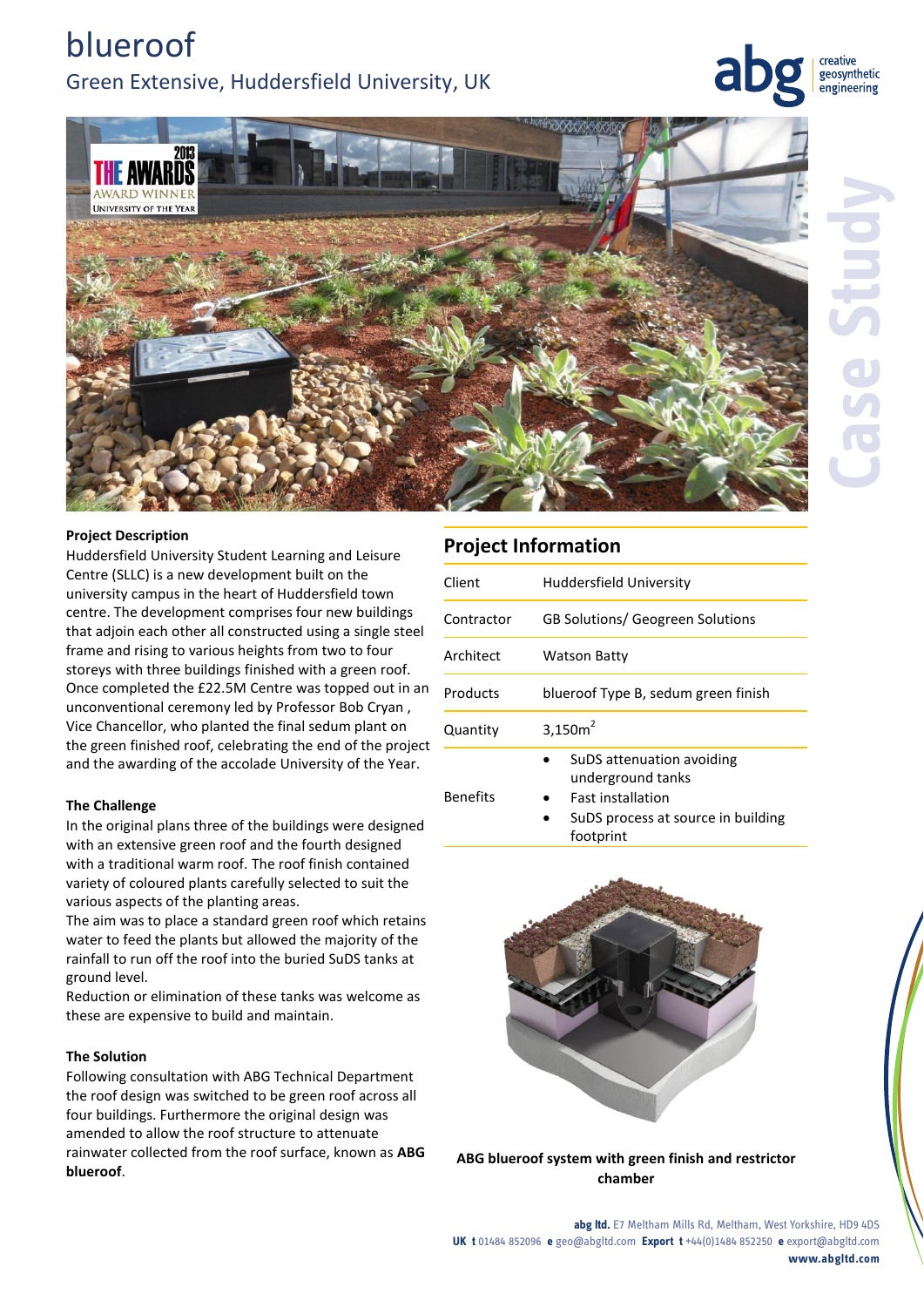# blueroof

## Green Extensive, Huddersfield University, UK

creative geosynthetic engineering

Case Study

2013 THE AWARDS AWARD WINNER UNIVERSITY OF THE YEAR

### Project Description

Huddersfield University Student Learning and Leisure Centre (SLLC) is a new development built on the university campus in the heart of Huddersfield town centre. The development comprises four new buildings that adjoin each other all constructed using a single steel frame and rising to various heights from two to four storeys with three buildings finished with a green roof. Once completed the £22.5M Centre was topped out in an unconventional ceremony led by Professor Bob Cryan , Vice Chancellor, who planted the final sedum plant on the green finished roof, celebrating the end of the project and the awarding of the accolade University of the Year.

### The Challenge

In the original plans three of the buildings were designed with an extensive green roof and the fourth designed with a traditional warm roof. The roof finish contained variety of coloured plants carefully selected to suit the various aspects of the planting areas.

The aim was to place a standard green roof which retains water to feed the plants but allowed the majority of the rainfall to run off the roof into the buried SuDS tanks at ground level.

Reduction or elimination of these tanks was welcome as these are expensive to build and maintain.

### The Solution

Following consultation with ABG Technical Department the roof design was switched to be green roof across all four buildings. Furthermore the original design was amended to allow the roof structure to attenuate rainwater collected from the roof surface, known as **ABG blueroof**.

## Project Information

| | |
|---|---|
| Client | Huddersfield University |
| Contractor | GB Solutions/ Geogreen Solutions |
| Architect | Watson Batty |
| Products | blueroof Type B, sedum green finish |
| Quantity | 3,150m$^2$ |
| Benefits | • SuDS attenuation avoiding underground tanks<br>• Fast installation<br>• SuDS process at source in building footprint |

**ABG blueroof system with green finish and restrictor chamber**

**abg ltd.** E7 Meltham Mills Rd, Meltham, West Yorkshire, HD9 4DS
**UK t** 01484 852096 **e** geo@abgltd.com **Export t** +44(0)1484 852250 **e** export@abgltd.com
**www.abgltd.com**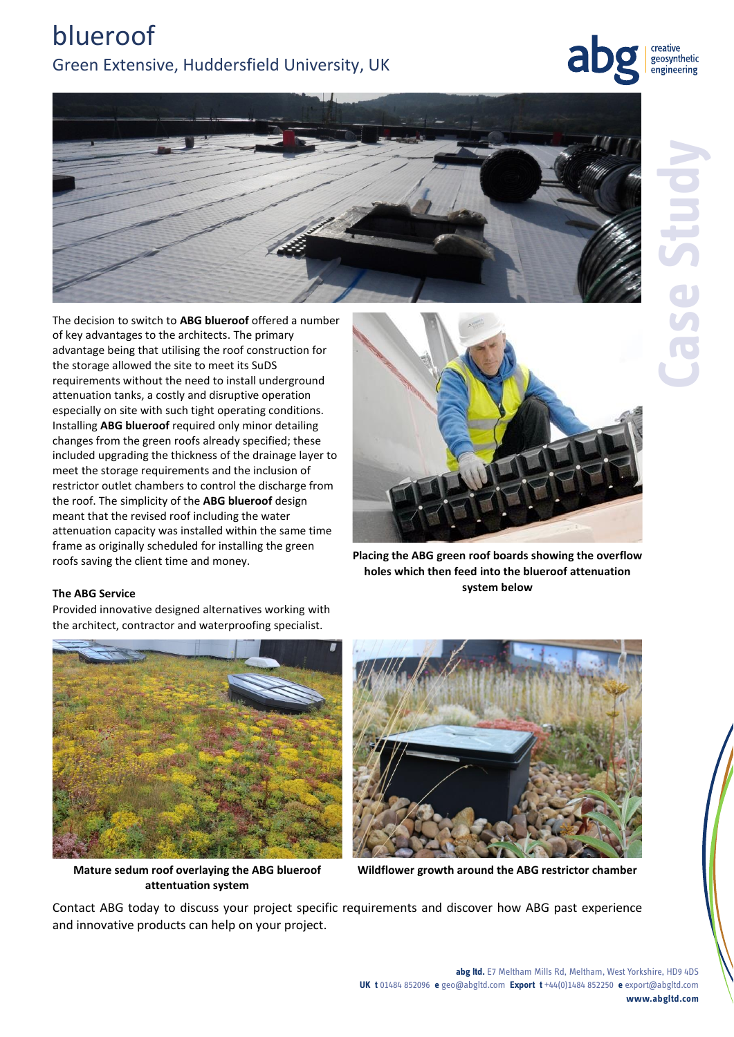# blueroof

## Green Extensive, Huddersfield University, UK

The decision to switch to **ABG blueroof** offered a number of key advantages to the architects. The primary advantage being that utilising the roof construction for the storage allowed the site to meet its SuDS requirements without the need to install underground attenuation tanks, a costly and disruptive operation especially on site with such tight operating conditions. Installing **ABG blueroof** required only minor detailing changes from the green roofs already specified; these included upgrading the thickness of the drainage layer to meet the storage requirements and the inclusion of restrictor outlet chambers to control the discharge from the roof. The simplicity of the **ABG blueroof** design meant that the revised roof including the water attenuation capacity was installed within the same time frame as originally scheduled for installing the green roofs saving the client time and money.

**Placing the ABG green roof boards showing the overflow holes which then feed into the blueroof attenuation system below**

### The ABG Service

Provided innovative designed alternatives working with the architect, contractor and waterproofing specialist.

**Mature sedum roof overlaying the ABG blueroof attentuation system**

**Wildflower growth around the ABG restrictor chamber**

Contact ABG today to discuss your project specific requirements and discover how ABG past experience and innovative products can help on your project.

**abg ltd.** E7 Meltham Mills Rd, Meltham, West Yorkshire, HD9 4DS
**UK t** 01484 852096 **e** geo@abgltd.com **Export t** +44(0)1484 852250 **e** export@abgltd.com
**www.abgltd.com**